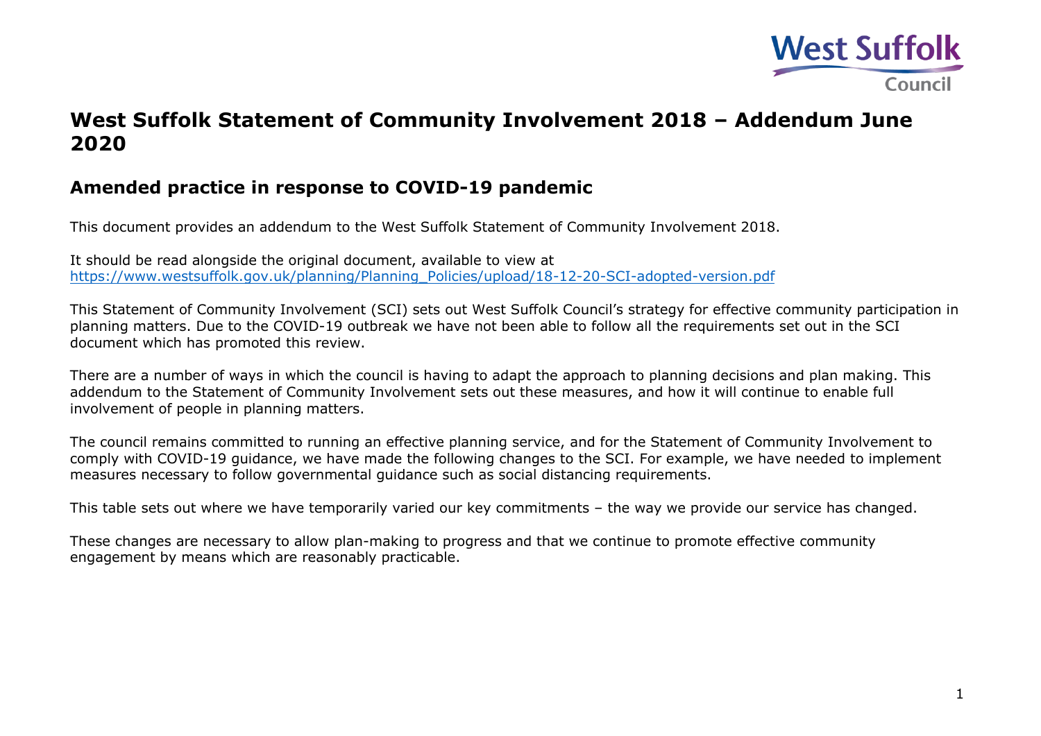# West Suffolk Statement of Community Involvement 2018 – Addendum June 2020

## Amended practice in response to COVID-19 pandemic

This document provides an addendum to the West Suffolk Statement of Community Involvement 2018.

It should be read alongside the original document, available to view at https://www.westsuffolk.gov.uk/planning/Planning_Policies/upload/18-12-20-SCI-adopted-version.pdf

This Statement of Community Involvement (SCI) sets out West Suffolk Council's strategy for effective community participation in planning matters. Due to the COVID-19 outbreak we have not been able to follow all the requirements set out in the SCI document which has promoted this review.

There are a number of ways in which the council is having to adapt the approach to planning decisions and plan making. This addendum to the Statement of Community Involvement sets out these measures, and how it will continue to enable full involvement of people in planning matters.

The council remains committed to running an effective planning service, and for the Statement of Community Involvement to comply with COVID-19 guidance, we have made the following changes to the SCI. For example, we have needed to implement measures necessary to follow governmental guidance such as social distancing requirements.

This table sets out where we have temporarily varied our key commitments – the way we provide our service has changed.

These changes are necessary to allow plan-making to progress and that we continue to promote effective community engagement by means which are reasonably practicable.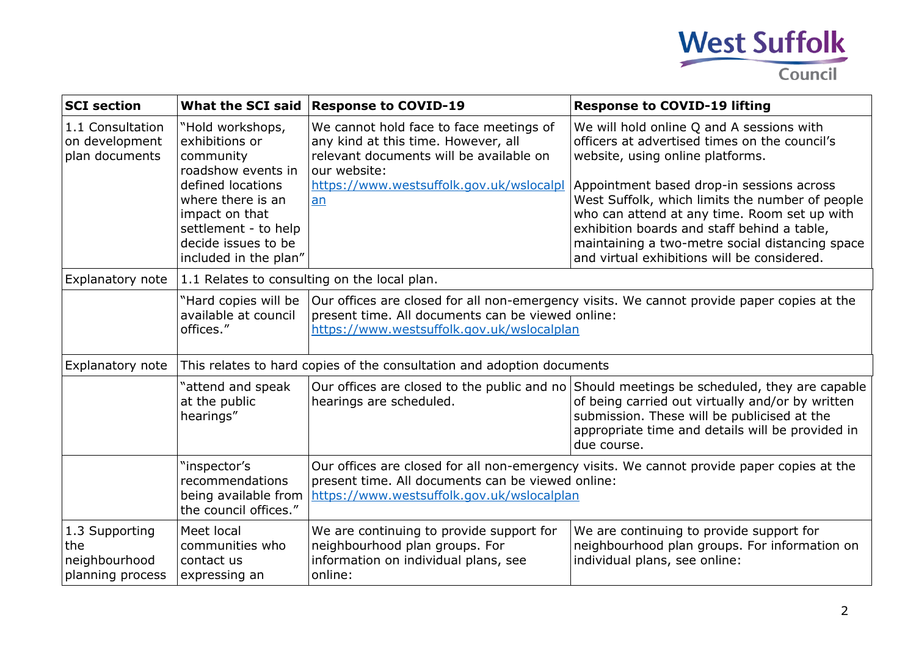| SCI section | What the SCI said | Response to COVID-19 | Response to COVID-19 lifting |
|---|---|---|---|
| 1.1 Consultation on development plan documents | "Hold workshops, exhibitions or community roadshow events in defined locations where there is an impact on that settlement - to help decide issues to be included in the plan" | We cannot hold face to face meetings of any kind at this time. However, all relevant documents will be available on our website: https://www.westsuffolk.gov.uk/wslocalplan | We will hold online Q and A sessions with officers at advertised times on the council's website, using online platforms.<br><br>Appointment based drop-in sessions across West Suffolk, which limits the number of people who can attend at any time. Room set up with exhibition boards and staff behind a table, maintaining a two-metre social distancing space and virtual exhibitions will be considered. |
| Explanatory note | 1.1 Relates to consulting on the local plan. | | |
| | "Hard copies will be available at council offices." | Our offices are closed for all non-emergency visits. We cannot provide paper copies at the present time. All documents can be viewed online: https://www.westsuffolk.gov.uk/wslocalplan | |
| Explanatory note | This relates to hard copies of the consultation and adoption documents | | |
| | "attend and speak at the public hearings" | Our offices are closed to the public and no hearings are scheduled. | Should meetings be scheduled, they are capable of being carried out virtually and/or by written submission. These will be publicised at the appropriate time and details will be provided in due course. |
| | "inspector's recommendations being available from the council offices." | Our offices are closed for all non-emergency visits. We cannot provide paper copies at the present time. All documents can be viewed online: https://www.westsuffolk.gov.uk/wslocalplan | |
| 1.3 Supporting the neighbourhood planning process | Meet local communities who contact us expressing an | We are continuing to provide support for neighbourhood plan groups. For information on individual plans, see online: | We are continuing to provide support for neighbourhood plan groups. For information on individual plans, see online: |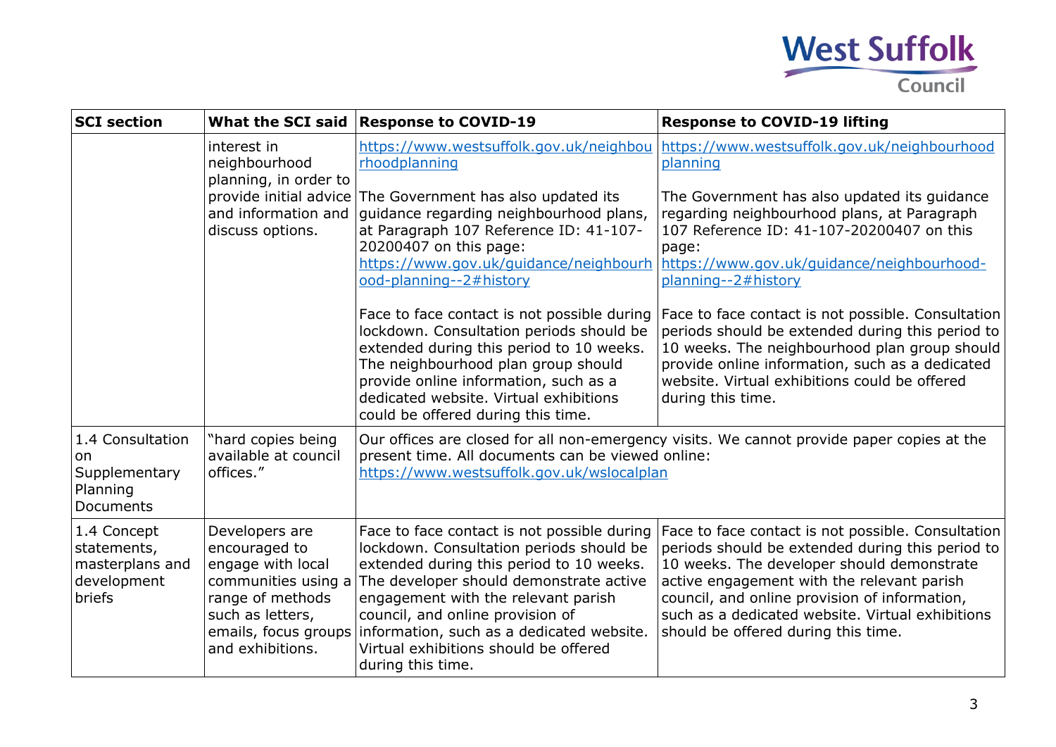| SCI section | What the SCI said | Response to COVID-19 | Response to COVID-19 lifting |
|---|---|---|---|
| | interest in neighbourhood planning, in order to provide initial advice and information and discuss options. | https://www.westsuffolk.gov.uk/neighbourhoodplanning<br><br>The Government has also updated its guidance regarding neighbourhood plans, at Paragraph 107 Reference ID: 41-107-20200407 on this page: https://www.gov.uk/guidance/neighbourhood-planning--2#history<br><br>Face to face contact is not possible during lockdown. Consultation periods should be extended during this period to 10 weeks. The neighbourhood plan group should provide online information, such as a dedicated website. Virtual exhibitions could be offered during this time. | https://www.westsuffolk.gov.uk/neighbourhoodplanning<br><br>The Government has also updated its guidance regarding neighbourhood plans, at Paragraph 107 Reference ID: 41-107-20200407 on this page: https://www.gov.uk/guidance/neighbourhood-planning--2#history<br><br>Face to face contact is not possible. Consultation periods should be extended during this period to 10 weeks. The neighbourhood plan group should provide online information, such as a dedicated website. Virtual exhibitions could be offered during this time. |
| 1.4 Consultation on Supplementary Planning Documents | "hard copies being available at council offices." | Our offices are closed for all non-emergency visits. We cannot provide paper copies at the present time. All documents can be viewed online: https://www.westsuffolk.gov.uk/wslocalplan | |
| 1.4 Concept statements, masterplans and development briefs | Developers are encouraged to engage with local communities using a range of methods such as letters, emails, focus groups and exhibitions. | Face to face contact is not possible during lockdown. Consultation periods should be extended during this period to 10 weeks. The developer should demonstrate active engagement with the relevant parish council, and online provision of information, such as a dedicated website. Virtual exhibitions should be offered during this time. | Face to face contact is not possible. Consultation periods should be extended during this period to 10 weeks. The developer should demonstrate active engagement with the relevant parish council, and online provision of information, such as a dedicated website. Virtual exhibitions should be offered during this time. |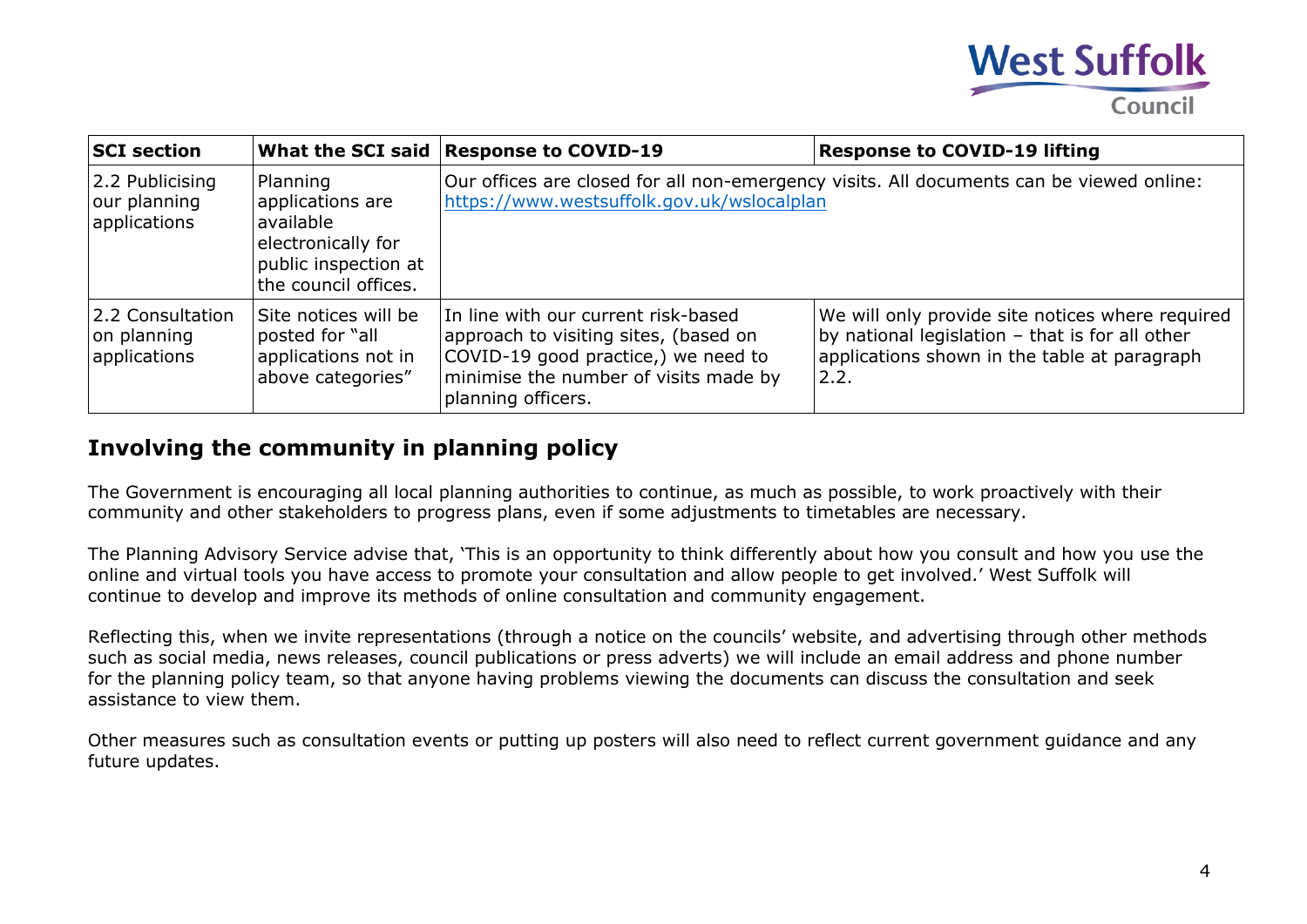| SCI section | What the SCI said | Response to COVID-19 | Response to COVID-19 lifting |
|---|---|---|---|
| 2.2 Publicising our planning applications | Planning applications are available electronically for public inspection at the council offices. | Our offices are closed for all non-emergency visits. All documents can be viewed online: https://www.westsuffolk.gov.uk/wslocalplan | |
| 2.2 Consultation on planning applications | Site notices will be posted for "all applications not in above categories" | In line with our current risk-based approach to visiting sites, (based on COVID-19 good practice,) we need to minimise the number of visits made by planning officers. | We will only provide site notices where required by national legislation – that is for all other applications shown in the table at paragraph 2.2. |

## Involving the community in planning policy

The Government is encouraging all local planning authorities to continue, as much as possible, to work proactively with their community and other stakeholders to progress plans, even if some adjustments to timetables are necessary.

The Planning Advisory Service advise that, 'This is an opportunity to think differently about how you consult and how you use the online and virtual tools you have access to promote your consultation and allow people to get involved.' West Suffolk will continue to develop and improve its methods of online consultation and community engagement.

Reflecting this, when we invite representations (through a notice on the councils' website, and advertising through other methods such as social media, news releases, council publications or press adverts) we will include an email address and phone number for the planning policy team, so that anyone having problems viewing the documents can discuss the consultation and seek assistance to view them.

Other measures such as consultation events or putting up posters will also need to reflect current government guidance and any future updates.